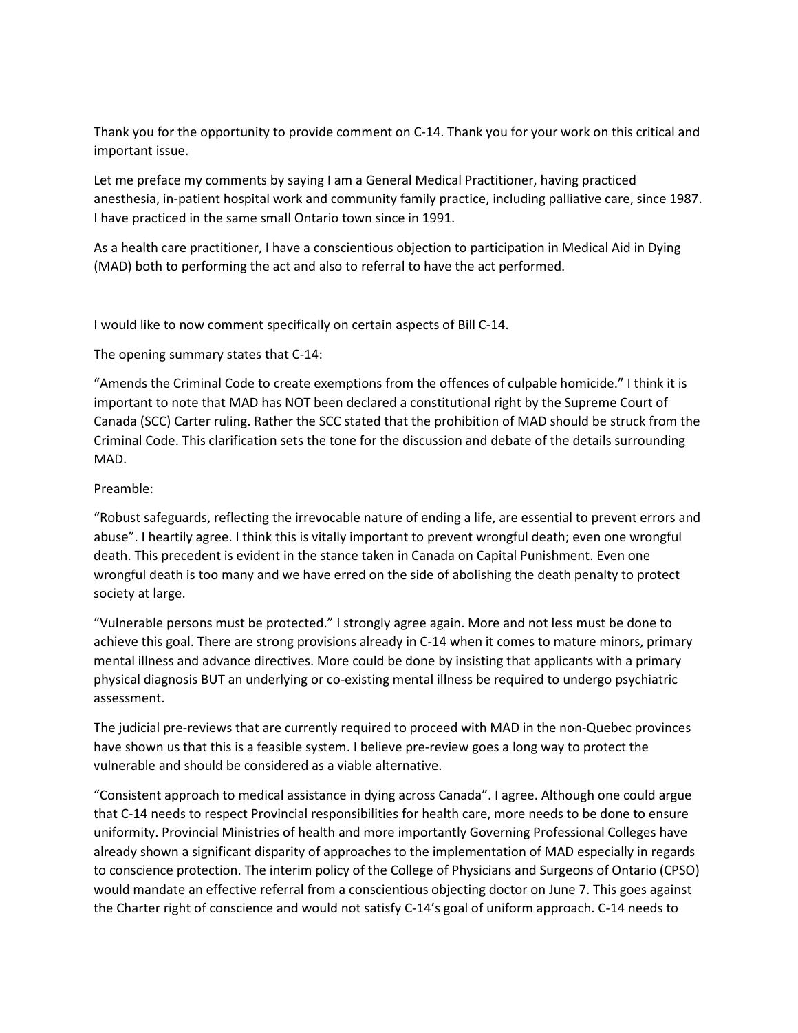Thank you for the opportunity to provide comment on C-14. Thank you for your work on this critical and important issue.

Let me preface my comments by saying I am a General Medical Practitioner, having practiced anesthesia, in-patient hospital work and community family practice, including palliative care, since 1987. I have practiced in the same small Ontario town since in 1991.

As a health care practitioner, I have a conscientious objection to participation in Medical Aid in Dying (MAD) both to performing the act and also to referral to have the act performed.

I would like to now comment specifically on certain aspects of Bill C-14.

The opening summary states that C-14:

"Amends the Criminal Code to create exemptions from the offences of culpable homicide." I think it is important to note that MAD has NOT been declared a constitutional right by the Supreme Court of Canada (SCC) Carter ruling. Rather the SCC stated that the prohibition of MAD should be struck from the Criminal Code. This clarification sets the tone for the discussion and debate of the details surrounding MAD.

Preamble:

"Robust safeguards, reflecting the irrevocable nature of ending a life, are essential to prevent errors and abuse". I heartily agree. I think this is vitally important to prevent wrongful death; even one wrongful death. This precedent is evident in the stance taken in Canada on Capital Punishment. Even one wrongful death is too many and we have erred on the side of abolishing the death penalty to protect society at large.

"Vulnerable persons must be protected." I strongly agree again. More and not less must be done to achieve this goal. There are strong provisions already in C-14 when it comes to mature minors, primary mental illness and advance directives. More could be done by insisting that applicants with a primary physical diagnosis BUT an underlying or co-existing mental illness be required to undergo psychiatric assessment.

The judicial pre-reviews that are currently required to proceed with MAD in the non-Quebec provinces have shown us that this is a feasible system. I believe pre-review goes a long way to protect the vulnerable and should be considered as a viable alternative.

"Consistent approach to medical assistance in dying across Canada". I agree. Although one could argue that C-14 needs to respect Provincial responsibilities for health care, more needs to be done to ensure uniformity. Provincial Ministries of health and more importantly Governing Professional Colleges have already shown a significant disparity of approaches to the implementation of MAD especially in regards to conscience protection. The interim policy of the College of Physicians and Surgeons of Ontario (CPSO) would mandate an effective referral from a conscientious objecting doctor on June 7. This goes against the Charter right of conscience and would not satisfy C-14's goal of uniform approach. C-14 needs to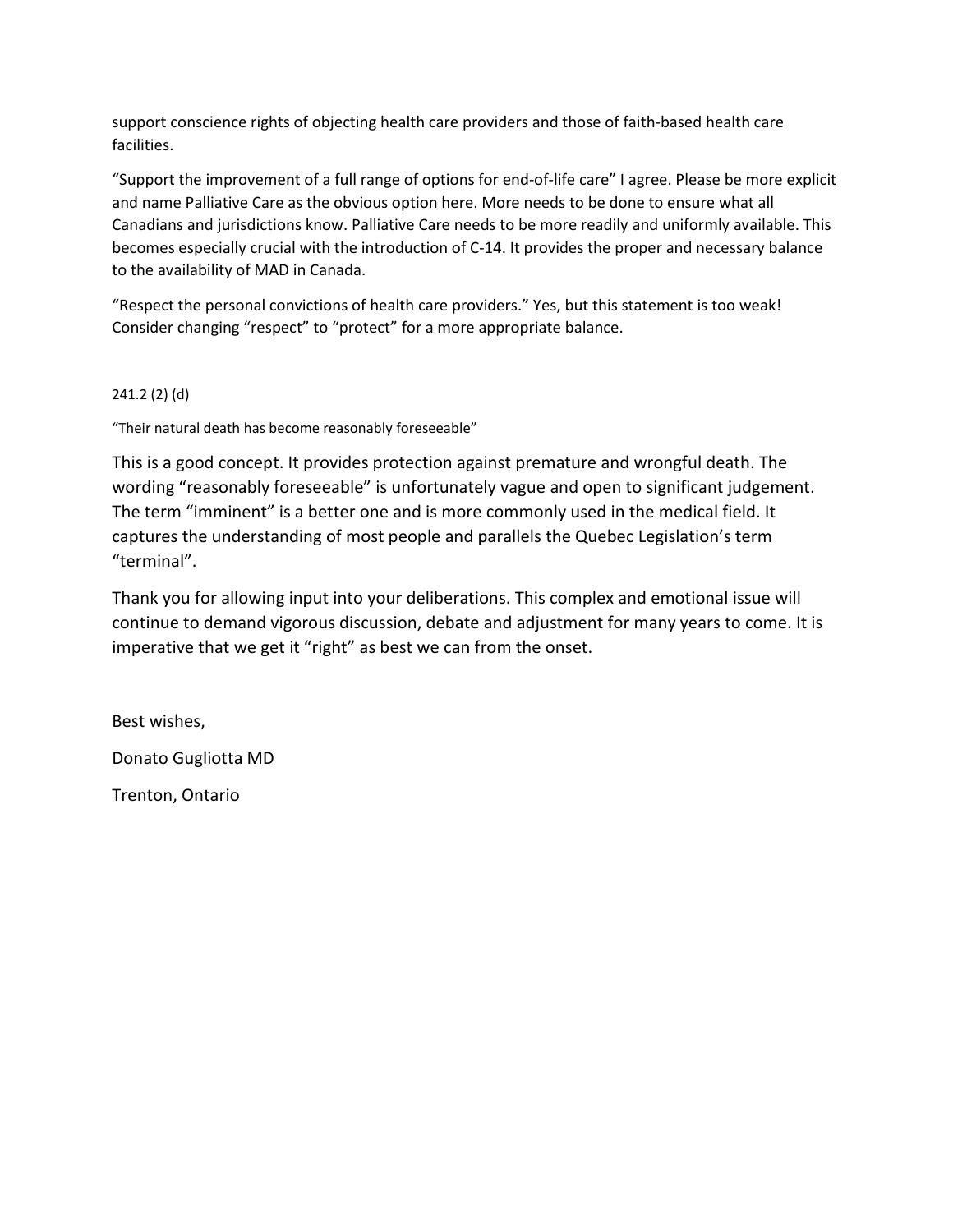support conscience rights of objecting health care providers and those of faith-based health care facilities.

"Support the improvement of a full range of options for end-of-life care" I agree. Please be more explicit and name Palliative Care as the obvious option here. More needs to be done to ensure what all Canadians and jurisdictions know. Palliative Care needs to be more readily and uniformly available. This becomes especially crucial with the introduction of C-14. It provides the proper and necessary balance to the availability of MAD in Canada.

"Respect the personal convictions of health care providers." Yes, but this statement is too weak! Consider changing "respect" to "protect" for a more appropriate balance.

241.2 (2) (d)

"Their natural death has become reasonably foreseeable"

This is a good concept. It provides protection against premature and wrongful death. The wording "reasonably foreseeable" is unfortunately vague and open to significant judgement. The term "imminent" is a better one and is more commonly used in the medical field. It captures the understanding of most people and parallels the Quebec Legislation's term "terminal".

Thank you for allowing input into your deliberations. This complex and emotional issue will continue to demand vigorous discussion, debate and adjustment for many years to come. It is imperative that we get it "right" as best we can from the onset.

Best wishes,

Donato Gugliotta MD

Trenton, Ontario